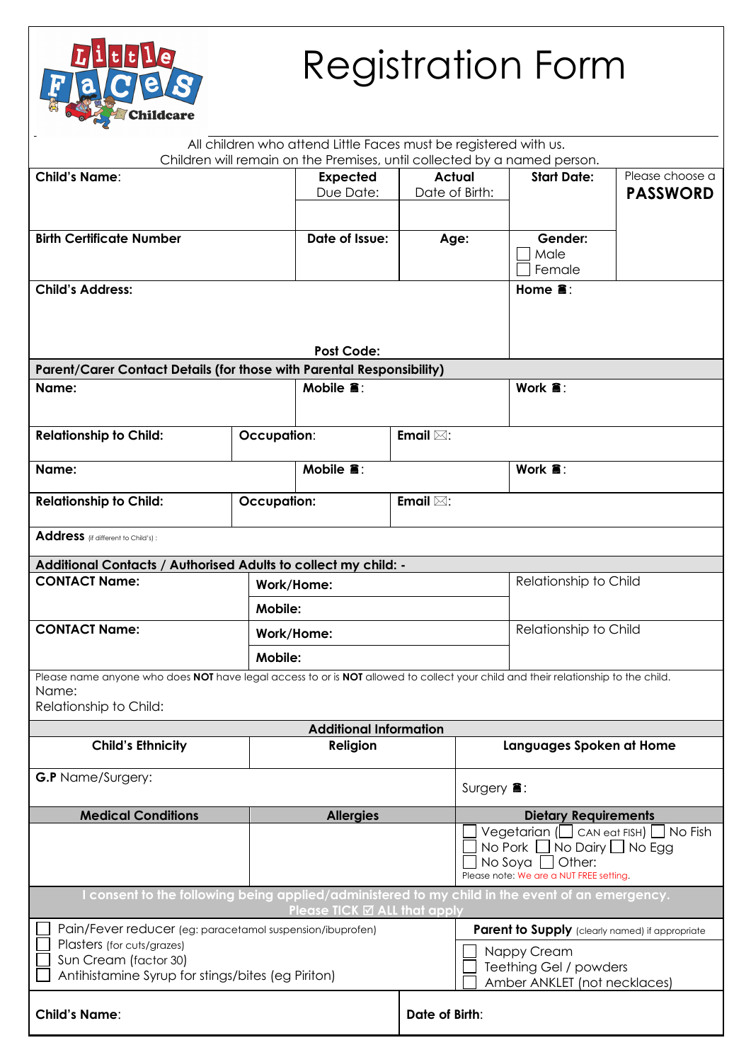Little Faces Childcare

# Registration Form

All children who attend Little Faces must be registered with us.
Children will remain on the Premises, until collected by a named person.

| **Child's Name**: | **Expected** Due Date: | **Actual** Date of Birth: | **Start Date:** | Please choose a **PASSWORD** |
|---|---|---|---|---|
| **Birth Certificate Number** | **Date of Issue:** | **Age:** | **Gender:** ☐ Male ☐ Female | |
| **Child's Address:** | | **Post Code:** | **Home ☎:** | |

| **Parent/Carer Contact Details (for those with Parental Responsibility)** | | | |
|---|---|---|---|
| **Name:** | **Mobile ☎:** | | **Work ☎:** |
| **Relationship to Child:** | **Occupation**: | **Email ✉:** | |
| **Name:** | **Mobile ☎:** | | **Work ☎:** |
| **Relationship to Child:** | **Occupation:** | **Email ✉:** | |
| **Address** (if different to Child's) : | | | |

| **Additional Contacts / Authorised Adults to collect my child: -** | | |
|---|---|---|
| **CONTACT Name:** | **Work/Home:** **Mobile:** | Relationship to Child |
| **CONTACT Name:** | **Work/Home:** **Mobile:** | Relationship to Child |

Please name anyone who does **NOT** have legal access to or is **NOT** allowed to collect your child and their relationship to the child.
Name:
Relationship to Child:

| **Additional Information** | | |
|---|---|---|
| **Child's Ethnicity** | **Religion** | **Languages Spoken at Home** |
| **G.P** Name/Surgery: | | Surgery ☎: |
| **Medical Conditions** | **Allergies** | **Dietary Requirements** |
| | | ☐ Vegetarian (☐ CAN eat FISH) ☐ No Fish ☐ No Pork ☐ No Dairy ☐ No Egg ☐ No Soya ☐ Other: Please note: We are a NUT FREE setting. |

**I consent to the following being applied/administered to my child in the event of an emergency. Please TICK ☑ ALL that apply**

| | **Parent to Supply** (clearly named) if appropriate |
|---|---|
| ☐ Pain/Fever reducer (eg: paracetamol suspension/ibuprofen) ☐ Plasters (for cuts/grazes) ☐ Sun Cream (factor 30) ☐ Antihistamine Syrup for stings/bites (eg Piriton) | ☐ Nappy Cream ☐ Teething Gel / powders ☐ Amber ANKLET (not necklaces) |

| **Child's Name**: | **Date of Birth**: |
|---|---|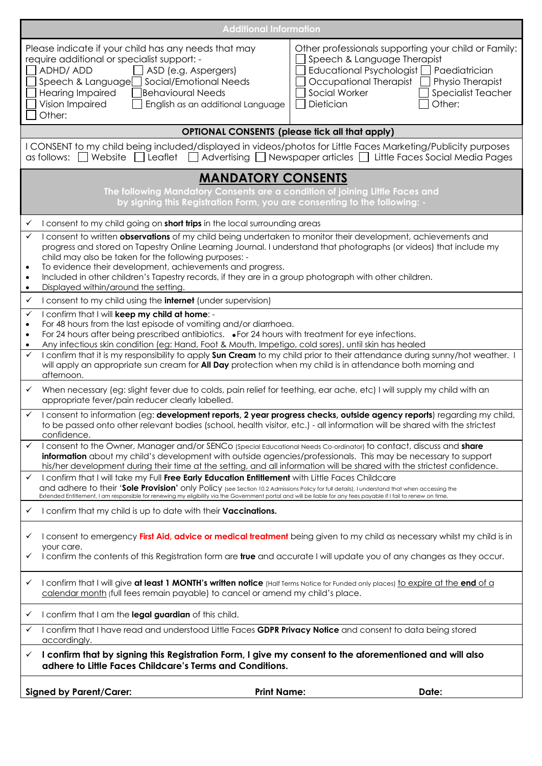## Additional Information

| Please indicate if your child has any needs that may require additional or specialist support: - | Other professionals supporting your child or Family: |
|---|---|
| ☐ ADHD/ ADD ☐ ASD (e.g. Aspergers) | ☐ Speech & Language Therapist |
| ☐ Speech & Language ☐ Social/Emotional Needs | ☐ Educational Psychologist ☐ Paediatrician |
| ☐ Hearing Impaired ☐ Behavioural Needs | ☐ Occupational Therapist ☐ Physio Therapist |
| ☐ Vision Impaired ☐ English as an additional Language | ☐ Social Worker ☐ Specialist Teacher |
| ☐ Other: | ☐ Dietician ☐ Other: |

**OPTIONAL CONSENTS (please tick all that apply)**

I CONSENT to my child being included/displayed in videos/photos for Little Faces Marketing/Publicity purposes as follows: ☐ Website ☐ Leaflet ☐ Advertising ☐ Newspaper articles ☐ Little Faces Social Media Pages

## MANDATORY CONSENTS

**The following Mandatory Consents are a condition of joining Little Faces and by signing this Registration Form, you are consenting to the following: -**

- ✓ I consent to my child going on **short trips** in the local surrounding areas
- ✓ I consent to written **observations** of my child being undertaken to monitor their development, achievements and progress and stored on Tapestry Online Learning Journal. I understand that photographs (or videos) that include my child may also be taken for the following purposes: -
  - To evidence their development, achievements and progress.
  - Included in other children's Tapestry records, if they are in a group photograph with other children.
  - Displayed within/around the setting.
- ✓ I consent to my child using the **internet** (under supervision)
- ✓ I confirm that I will **keep my child at home**: -
  - For 48 hours from the last episode of vomiting and/or diarrhoea.
  - For 24 hours after being prescribed antibiotics.
  - For 24 hours with treatment for eye infections.
  - Any infectious skin condition (eg: Hand, Foot & Mouth, Impetigo, cold sores), until skin has healed
- ✓ I confirm that it is my responsibility to apply **Sun Cream** to my child prior to their attendance during sunny/hot weather. I will apply an appropriate sun cream for **All Day** protection when my child is in attendance both morning and afternoon.
- ✓ When necessary (eg: slight fever due to colds, pain relief for teething, ear ache, etc) I will supply my child with an appropriate fever/pain reducer clearly labelled.
- ✓ I consent to information (eg: **development reports, 2 year progress checks, outside agency reports**) regarding my child, to be passed onto other relevant bodies (school, health visitor, etc.) - all information will be shared with the strictest confidence.
- ✓ I consent to the Owner, Manager and/or SENCo (Special Educational Needs Co-ordinator) to contact, discuss and **share information** about my child's development with outside agencies/professionals. This may be necessary to support his/her development during their time at the setting, and all information will be shared with the strictest confidence.
- ✓ I confirm that I will take my Full **Free Early Education Entitlement** with Little Faces Childcare and adhere to their '**Sole Provision**' only Policy (see Section 10.2 Admissions Policy for full details). I understand that when accessing the Extended Entitlement, I am responsible for renewing my eligibility via the Government portal and will be liable for any fees payable if I fail to renew on time.
- ✓ I confirm that my child is up to date with their **Vaccinations.**
- ✓ I consent to emergency **First Aid, advice or medical treatment** being given to my child as necessary whilst my child is in your care.
- ✓ I confirm the contents of this Registration form are **true** and accurate I will update you of any changes as they occur.
- ✓ I confirm that I will give **at least 1 MONTH's written notice** (Half Terms Notice for Funded only places) to expire at the **end** of a calendar month (full fees remain payable) to cancel or amend my child's place.
- ✓ I confirm that I am the **legal guardian** of this child.
- ✓ I confirm that I have read and understood Little Faces **GDPR Privacy Notice** and consent to data being stored accordingly.
- ✓ **I confirm that by signing this Registration Form, I give my consent to the aforementioned and will also adhere to Little Faces Childcare's Terms and Conditions.**

| **Signed by Parent/Carer:** | **Print Name:** | **Date:** |
|---|---|---|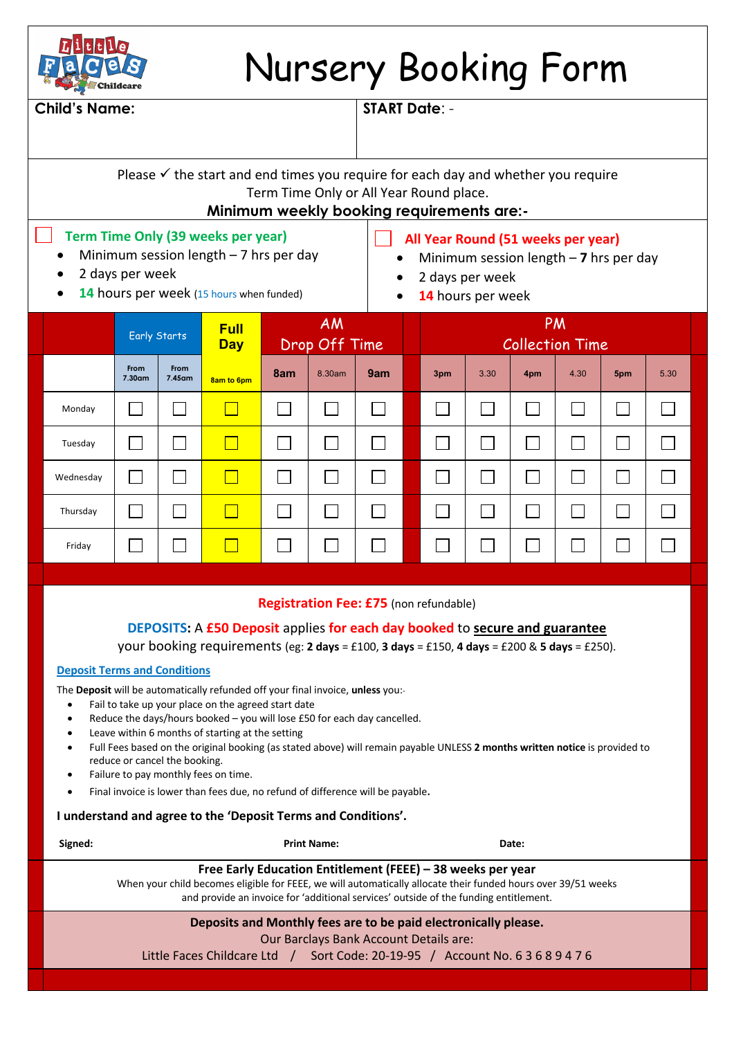Little Faces Childcare

# Nursery Booking Form

**Child's Name:**

**START Date**: -

Please ✓ the start and end times you require for each day and whether you require Term Time Only or All Year Round place.

**Minimum weekly booking requirements are:-**

☐ **Term Time Only (39 weeks per year)**

- Minimum session length – 7 hrs per day
- 2 days per week
- **14** hours per week (15 hours when funded)

☐ **All Year Round (51 weeks per year)**

- Minimum session length – **7** hrs per day
- 2 days per week
- **14** hours per week

| | Early Starts | | Full Day | AM Drop Off Time | | | PM Collection Time | | | | | |
|---|---|---|---|---|---|---|---|---|---|---|---|---|
| | From 7.30am | From 7.45am | 8am to 6pm | 8am | 8.30am | 9am | 3pm | 3.30 | 4pm | 4.30 | 5pm | 5.30 |
| Monday | ☐ | ☐ | ☐ | ☐ | ☐ | ☐ | ☐ | ☐ | ☐ | ☐ | ☐ | ☐ |
| Tuesday | ☐ | ☐ | ☐ | ☐ | ☐ | ☐ | ☐ | ☐ | ☐ | ☐ | ☐ | ☐ |
| Wednesday | ☐ | ☐ | ☐ | ☐ | ☐ | ☐ | ☐ | ☐ | ☐ | ☐ | ☐ | ☐ |
| Thursday | ☐ | ☐ | ☐ | ☐ | ☐ | ☐ | ☐ | ☐ | ☐ | ☐ | ☐ | ☐ |
| Friday | ☐ | ☐ | ☐ | ☐ | ☐ | ☐ | ☐ | ☐ | ☐ | ☐ | ☐ | ☐ |

**Registration Fee: £75** (non refundable)

**DEPOSITS:** A **£50 Deposit** applies **for each day booked** to **secure and guarantee** your booking requirements (eg: **2 days** = £100, **3 days** = £150, **4 days** = £200 & **5 days** = £250).

**Deposit Terms and Conditions**

The **Deposit** will be automatically refunded off your final invoice, **unless** you:-

- Fail to take up your place on the agreed start date
- Reduce the days/hours booked – you will lose £50 for each day cancelled.
- Leave within 6 months of starting at the setting
- Full Fees based on the original booking (as stated above) will remain payable UNLESS **2 months written notice** is provided to reduce or cancel the booking.
- Failure to pay monthly fees on time.
- Final invoice is lower than fees due, no refund of difference will be payable.

**I understand and agree to the 'Deposit Terms and Conditions'.**

**Signed:** **Print Name:** **Date:**

**Free Early Education Entitlement (FEEE) – 38 weeks per year**

When your child becomes eligible for FEEE, we will automatically allocate their funded hours over 39/51 weeks and provide an invoice for 'additional services' outside of the funding entitlement.

**Deposits and Monthly fees are to be paid electronically please.**

Our Barclays Bank Account Details are:

Little Faces Childcare Ltd / Sort Code: 20-19-95 / Account No. 6 3 6 8 9 4 7 6